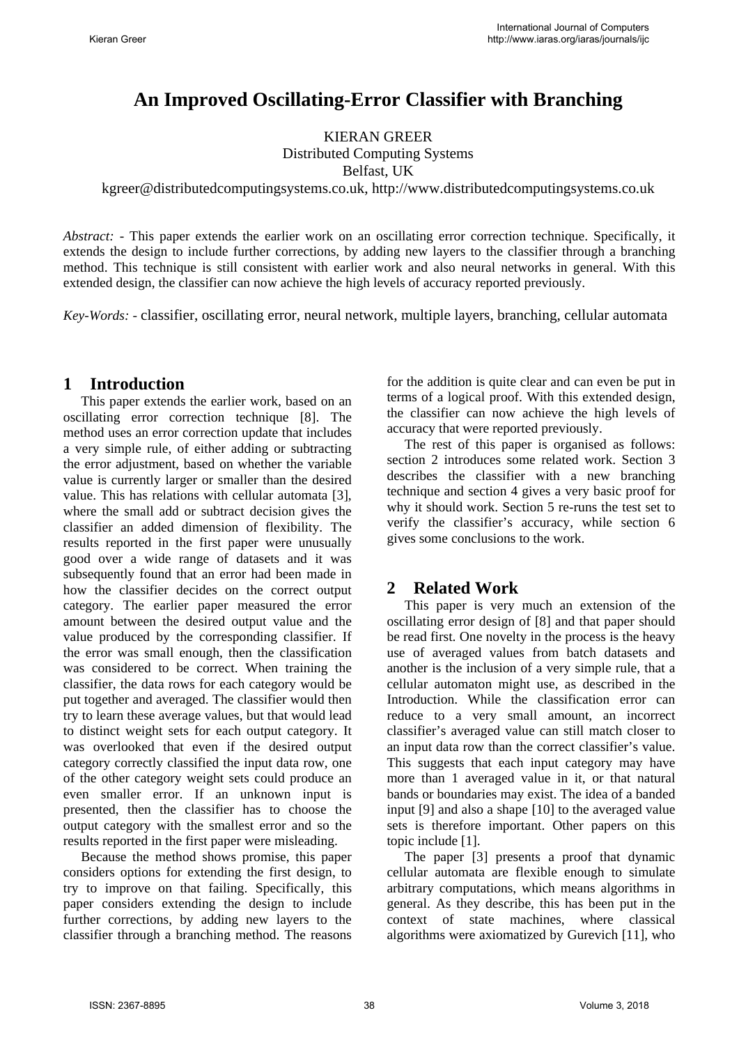# An Improved Oscillating-Error Classifier with Branching

KIERAN GREER  
Distributed Computing Systems  
Belfast, UK  
kgreer@distributedcomputingsystems.co.uk, http://www.distributedcomputingsystems.co.uk

*Abstract:* - This paper extends the earlier work on an oscillating error correction technique. Specifically, it extends the design to include further corrections, by adding new layers to the classifier through a branching method. This technique is still consistent with earlier work and also neural networks in general. With this extended design, the classifier can now achieve the high levels of accuracy reported previously.

*Key-Words:* - classifier, oscillating error, neural network, multiple layers, branching, cellular automata

## 1 Introduction

This paper extends the earlier work, based on an oscillating error correction technique [8]. The method uses an error correction update that includes a very simple rule, of either adding or subtracting the error adjustment, based on whether the variable value is currently larger or smaller than the desired value. This has relations with cellular automata [3], where the small add or subtract decision gives the classifier an added dimension of flexibility. The results reported in the first paper were unusually good over a wide range of datasets and it was subsequently found that an error had been made in how the classifier decides on the correct output category. The earlier paper measured the error amount between the desired output value and the value produced by the corresponding classifier. If the error was small enough, then the classification was considered to be correct. When training the classifier, the data rows for each category would be put together and averaged. The classifier would then try to learn these average values, but that would lead to distinct weight sets for each output category. It was overlooked that even if the desired output category correctly classified the input data row, one of the other category weight sets could produce an even smaller error. If an unknown input is presented, then the classifier has to choose the output category with the smallest error and so the results reported in the first paper were misleading.

Because the method shows promise, this paper considers options for extending the first design, to try to improve on that failing. Specifically, this paper considers extending the design to include further corrections, by adding new layers to the classifier through a branching method. The reasons for the addition is quite clear and can even be put in terms of a logical proof. With this extended design, the classifier can now achieve the high levels of accuracy that were reported previously.

The rest of this paper is organised as follows: section 2 introduces some related work. Section 3 describes the classifier with a new branching technique and section 4 gives a very basic proof for why it should work. Section 5 re-runs the test set to verify the classifier's accuracy, while section 6 gives some conclusions to the work.

## 2 Related Work

This paper is very much an extension of the oscillating error design of [8] and that paper should be read first. One novelty in the process is the heavy use of averaged values from batch datasets and another is the inclusion of a very simple rule, that a cellular automaton might use, as described in the Introduction. While the classification error can reduce to a very small amount, an incorrect classifier's averaged value can still match closer to an input data row than the correct classifier's value. This suggests that each input category may have more than 1 averaged value in it, or that natural bands or boundaries may exist. The idea of a banded input [9] and also a shape [10] to the averaged value sets is therefore important. Other papers on this topic include [1].

The paper [3] presents a proof that dynamic cellular automata are flexible enough to simulate arbitrary computations, which means algorithms in general. As they describe, this has been put in the context of state machines, where classical algorithms were axiomatized by Gurevich [11], who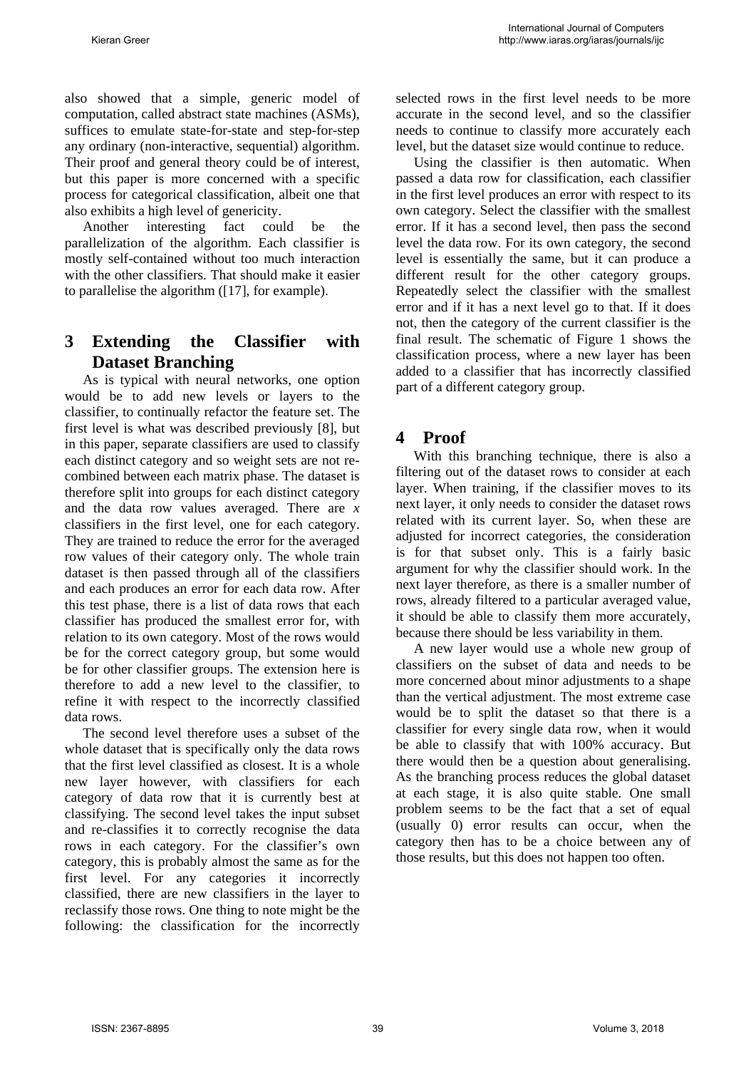also showed that a simple, generic model of computation, called abstract state machines (ASMs), suffices to emulate state-for-state and step-for-step any ordinary (non-interactive, sequential) algorithm. Their proof and general theory could be of interest, but this paper is more concerned with a specific process for categorical classification, albeit one that also exhibits a high level of genericity.

Another interesting fact could be the parallelization of the algorithm. Each classifier is mostly self-contained without too much interaction with the other classifiers. That should make it easier to parallelise the algorithm ([17], for example).

## 3 Extending the Classifier with Dataset Branching

As is typical with neural networks, one option would be to add new levels or layers to the classifier, to continually refactor the feature set. The first level is what was described previously [8], but in this paper, separate classifiers are used to classify each distinct category and so weight sets are not re-combined between each matrix phase. The dataset is therefore split into groups for each distinct category and the data row values averaged. There are *x* classifiers in the first level, one for each category. They are trained to reduce the error for the averaged row values of their category only. The whole train dataset is then passed through all of the classifiers and each produces an error for each data row. After this test phase, there is a list of data rows that each classifier has produced the smallest error for, with relation to its own category. Most of the rows would be for the correct category group, but some would be for other classifier groups. The extension here is therefore to add a new level to the classifier, to refine it with respect to the incorrectly classified data rows.

The second level therefore uses a subset of the whole dataset that is specifically only the data rows that the first level classified as closest. It is a whole new layer however, with classifiers for each category of data row that it is currently best at classifying. The second level takes the input subset and re-classifies it to correctly recognise the data rows in each category. For the classifier's own category, this is probably almost the same as for the first level. For any categories it incorrectly classified, there are new classifiers in the layer to reclassify those rows. One thing to note might be the following: the classification for the incorrectly selected rows in the first level needs to be more accurate in the second level, and so the classifier needs to continue to classify more accurately each level, but the dataset size would continue to reduce.

Using the classifier is then automatic. When passed a data row for classification, each classifier in the first level produces an error with respect to its own category. Select the classifier with the smallest error. If it has a second level, then pass the second level the data row. For its own category, the second level is essentially the same, but it can produce a different result for the other category groups. Repeatedly select the classifier with the smallest error and if it has a next level go to that. If it does not, then the category of the current classifier is the final result. The schematic of Figure 1 shows the classification process, where a new layer has been added to a classifier that has incorrectly classified part of a different category group.

## 4 Proof

With this branching technique, there is also a filtering out of the dataset rows to consider at each layer. When training, if the classifier moves to its next layer, it only needs to consider the dataset rows related with its current layer. So, when these are adjusted for incorrect categories, the consideration is for that subset only. This is a fairly basic argument for why the classifier should work. In the next layer therefore, as there is a smaller number of rows, already filtered to a particular averaged value, it should be able to classify them more accurately, because there should be less variability in them.

A new layer would use a whole new group of classifiers on the subset of data and needs to be more concerned about minor adjustments to a shape than the vertical adjustment. The most extreme case would be to split the dataset so that there is a classifier for every single data row, when it would be able to classify that with 100% accuracy. But there would then be a question about generalising. As the branching process reduces the global dataset at each stage, it is also quite stable. One small problem seems to be the fact that a set of equal (usually 0) error results can occur, when the category then has to be a choice between any of those results, but this does not happen too often.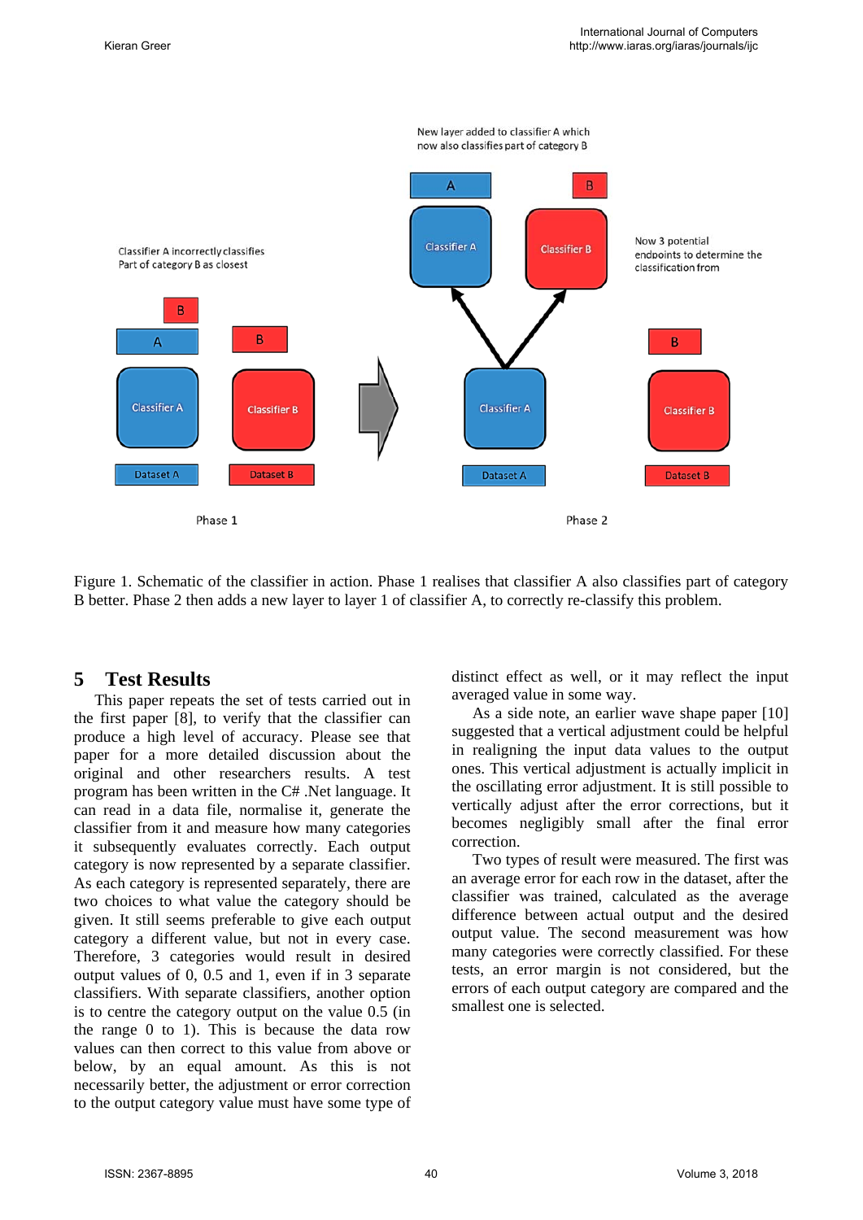Figure 1. Schematic of the classifier in action. Phase 1 realises that classifier A also classifies part of category B better. Phase 2 then adds a new layer to layer 1 of classifier A, to correctly re-classify this problem.

## 5 Test Results

This paper repeats the set of tests carried out in the first paper [8], to verify that the classifier can produce a high level of accuracy. Please see that paper for a more detailed discussion about the original and other researchers results. A test program has been written in the C# .Net language. It can read in a data file, normalise it, generate the classifier from it and measure how many categories it subsequently evaluates correctly. Each output category is now represented by a separate classifier. As each category is represented separately, there are two choices to what value the category should be given. It still seems preferable to give each output category a different value, but not in every case. Therefore, 3 categories would result in desired output values of 0, 0.5 and 1, even if in 3 separate classifiers. With separate classifiers, another option is to centre the category output on the value 0.5 (in the range 0 to 1). This is because the data row values can then correct to this value from above or below, by an equal amount. As this is not necessarily better, the adjustment or error correction to the output category value must have some type of distinct effect as well, or it may reflect the input averaged value in some way.

As a side note, an earlier wave shape paper [10] suggested that a vertical adjustment could be helpful in realigning the input data values to the output ones. This vertical adjustment is actually implicit in the oscillating error adjustment. It is still possible to vertically adjust after the error corrections, but it becomes negligibly small after the final error correction.

Two types of result were measured. The first was an average error for each row in the dataset, after the classifier was trained, calculated as the average difference between actual output and the desired output value. The second measurement was how many categories were correctly classified. For these tests, an error margin is not considered, but the errors of each output category are compared and the smallest one is selected.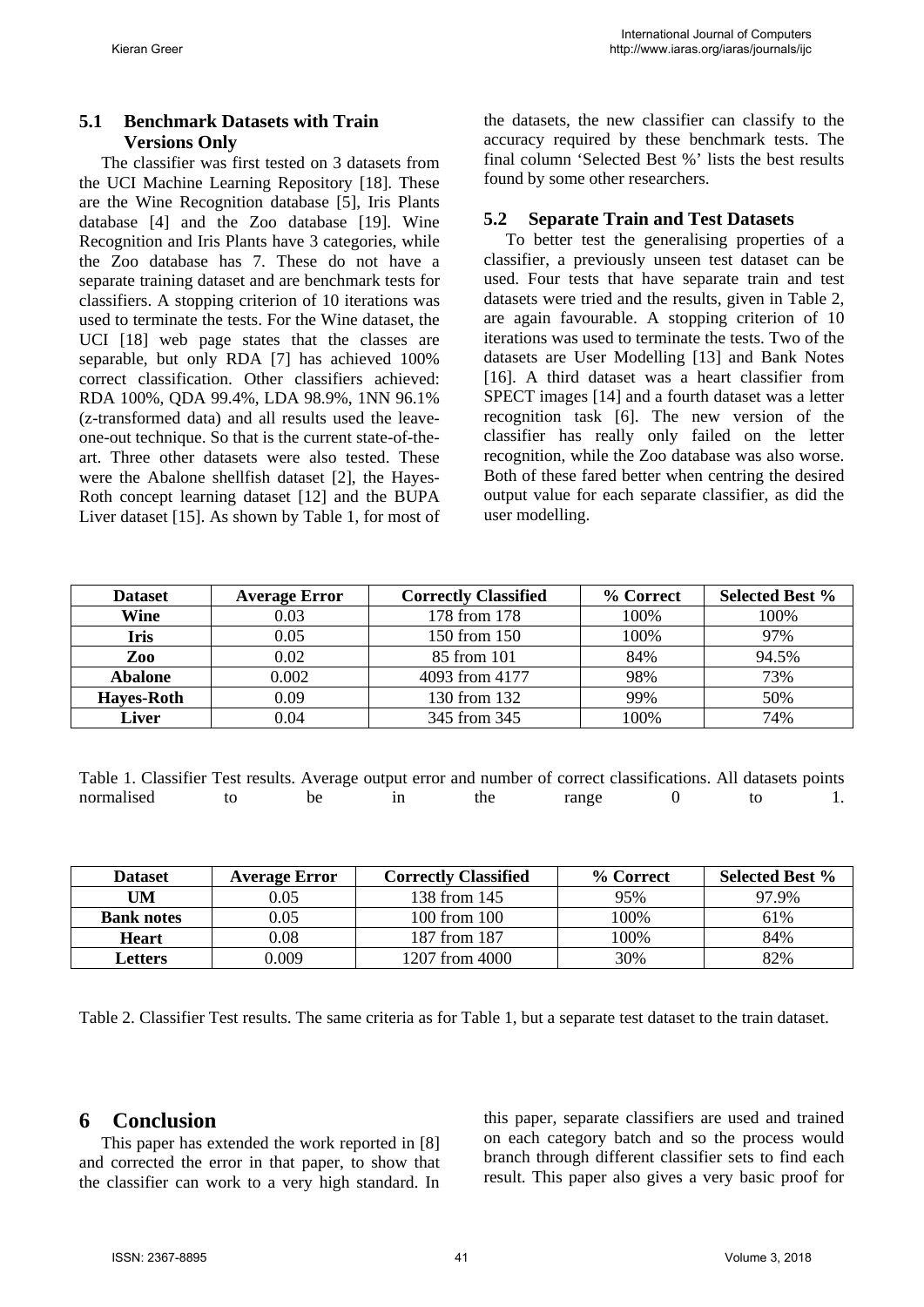### 5.1 Benchmark Datasets with Train Versions Only

The classifier was first tested on 3 datasets from the UCI Machine Learning Repository [18]. These are the Wine Recognition database [5], Iris Plants database [4] and the Zoo database [19]. Wine Recognition and Iris Plants have 3 categories, while the Zoo database has 7. These do not have a separate training dataset and are benchmark tests for classifiers. A stopping criterion of 10 iterations was used to terminate the tests. For the Wine dataset, the UCI [18] web page states that the classes are separable, but only RDA [7] has achieved 100% correct classification. Other classifiers achieved: RDA 100%, QDA 99.4%, LDA 98.9%, 1NN 96.1% (z-transformed data) and all results used the leave-one-out technique. So that is the current state-of-the-art. Three other datasets were also tested. These were the Abalone shellfish dataset [2], the Hayes-Roth concept learning dataset [12] and the BUPA Liver dataset [15]. As shown by Table 1, for most of the datasets, the new classifier can classify to the accuracy required by these benchmark tests. The final column 'Selected Best %' lists the best results found by some other researchers.

### 5.2 Separate Train and Test Datasets

To better test the generalising properties of a classifier, a previously unseen test dataset can be used. Four tests that have separate train and test datasets were tried and the results, given in Table 2, are again favourable. A stopping criterion of 10 iterations was used to terminate the tests. Two of the datasets are User Modelling [13] and Bank Notes [16]. A third dataset was a heart classifier from SPECT images [14] and a fourth dataset was a letter recognition task [6]. The new version of the classifier has really only failed on the letter recognition, while the Zoo database was also worse. Both of these fared better when centring the desired output value for each separate classifier, as did the user modelling.

| Dataset | Average Error | Correctly Classified | % Correct | Selected Best % |
|---|---|---|---|---|
| **Wine** | 0.03 | 178 from 178 | 100% | 100% |
| **Iris** | 0.05 | 150 from 150 | 100% | 97% |
| **Zoo** | 0.02 | 85 from 101 | 84% | 94.5% |
| **Abalone** | 0.002 | 4093 from 4177 | 98% | 73% |
| **Hayes-Roth** | 0.09 | 130 from 132 | 99% | 50% |
| **Liver** | 0.04 | 345 from 345 | 100% | 74% |

Table 1. Classifier Test results. Average output error and number of correct classifications. All datasets points normalised to be in the range 0 to 1.

| Dataset | Average Error | Correctly Classified | % Correct | Selected Best % |
|---|---|---|---|---|
| **UM** | 0.05 | 138 from 145 | 95% | 97.9% |
| **Bank notes** | 0.05 | 100 from 100 | 100% | 61% |
| **Heart** | 0.08 | 187 from 187 | 100% | 84% |
| **Letters** | 0.009 | 1207 from 4000 | 30% | 82% |

Table 2. Classifier Test results. The same criteria as for Table 1, but a separate test dataset to the train dataset.

## 6 Conclusion

This paper has extended the work reported in [8] and corrected the error in that paper, to show that the classifier can work to a very high standard. In this paper, separate classifiers are used and trained on each category batch and so the process would branch through different classifier sets to find each result. This paper also gives a very basic proof for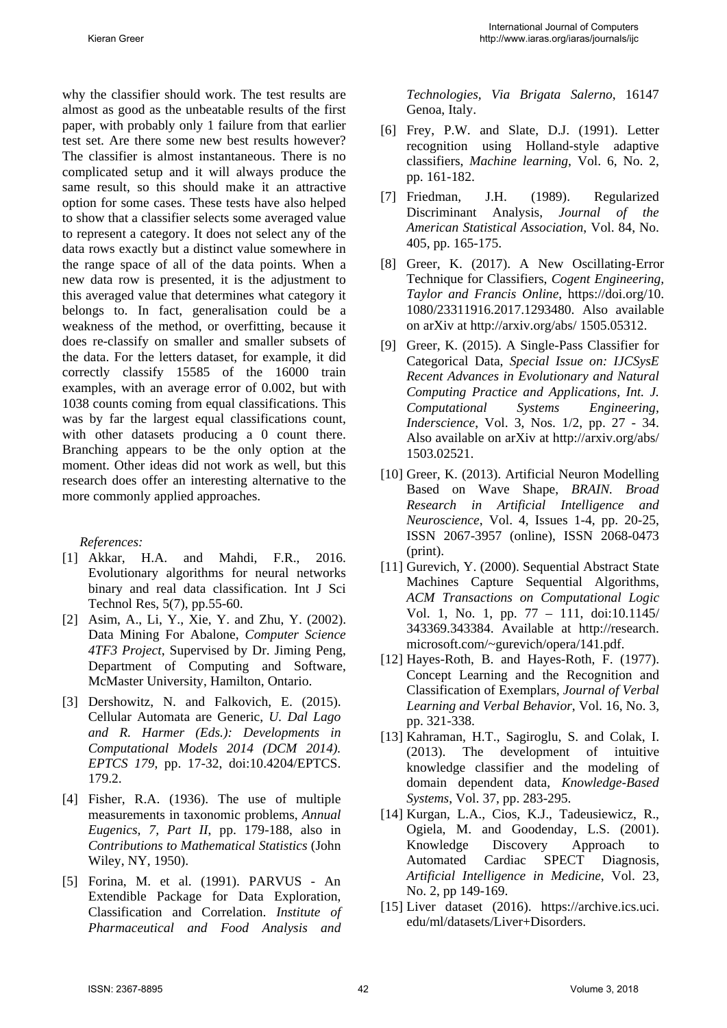why the classifier should work. The test results are almost as good as the unbeatable results of the first paper, with probably only 1 failure from that earlier test set. Are there some new best results however? The classifier is almost instantaneous. There is no complicated setup and it will always produce the same result, so this should make it an attractive option for some cases. These tests have also helped to show that a classifier selects some averaged value to represent a category. It does not select any of the data rows exactly but a distinct value somewhere in the range space of all of the data points. When a new data row is presented, it is the adjustment to this averaged value that determines what category it belongs to. In fact, generalisation could be a weakness of the method, or overfitting, because it does re-classify on smaller and smaller subsets of the data. For the letters dataset, for example, it did correctly classify 15585 of the 16000 train examples, with an average error of 0.002, but with 1038 counts coming from equal classifications. This was by far the largest equal classifications count, with other datasets producing a 0 count there. Branching appears to be the only option at the moment. Other ideas did not work as well, but this research does offer an interesting alternative to the more commonly applied approaches.

*References:*

[1] Akkar, H.A. and Mahdi, F.R., 2016. Evolutionary algorithms for neural networks binary and real data classification. Int J Sci Technol Res, 5(7), pp.55-60.

[2] Asim, A., Li, Y., Xie, Y. and Zhu, Y. (2002). Data Mining For Abalone, *Computer Science 4TF3 Project*, Supervised by Dr. Jiming Peng, Department of Computing and Software, McMaster University, Hamilton, Ontario.

[3] Dershowitz, N. and Falkovich, E. (2015). Cellular Automata are Generic, *U. Dal Lago and R. Harmer (Eds.): Developments in Computational Models 2014 (DCM 2014). EPTCS 179*, pp. 17-32, doi:10.4204/EPTCS. 179.2.

[4] Fisher, R.A. (1936). The use of multiple measurements in taxonomic problems, *Annual Eugenics, 7, Part II*, pp. 179-188, also in *Contributions to Mathematical Statistics* (John Wiley, NY, 1950).

[5] Forina, M. et al. (1991). PARVUS - An Extendible Package for Data Exploration, Classification and Correlation. *Institute of Pharmaceutical and Food Analysis and Technologies, Via Brigata Salerno*, 16147 Genoa, Italy.

[6] Frey, P.W. and Slate, D.J. (1991). Letter recognition using Holland-style adaptive classifiers, *Machine learning*, Vol. 6, No. 2, pp. 161-182.

[7] Friedman, J.H. (1989). Regularized Discriminant Analysis, *Journal of the American Statistical Association*, Vol. 84, No. 405, pp. 165-175.

[8] Greer, K. (2017). A New Oscillating-Error Technique for Classifiers, *Cogent Engineering, Taylor and Francis Online*, https://doi.org/10. 1080/23311916.2017.1293480. Also available on arXiv at http://arxiv.org/abs/ 1505.05312.

[9] Greer, K. (2015). A Single-Pass Classifier for Categorical Data, *Special Issue on: IJCSysE Recent Advances in Evolutionary and Natural Computing Practice and Applications, Int. J. Computational Systems Engineering, Inderscience*, Vol. 3, Nos. 1/2, pp. 27 - 34. Also available on arXiv at http://arxiv.org/abs/ 1503.02521.

[10] Greer, K. (2013). Artificial Neuron Modelling Based on Wave Shape, *BRAIN. Broad Research in Artificial Intelligence and Neuroscience*, Vol. 4, Issues 1-4, pp. 20-25, ISSN 2067-3957 (online), ISSN 2068-0473 (print).

[11] Gurevich, Y. (2000). Sequential Abstract State Machines Capture Sequential Algorithms, *ACM Transactions on Computational Logic* Vol. 1, No. 1, pp. 77 – 111, doi:10.1145/ 343369.343384. Available at http://research. microsoft.com/~gurevich/opera/141.pdf.

[12] Hayes-Roth, B. and Hayes-Roth, F. (1977). Concept Learning and the Recognition and Classification of Exemplars, *Journal of Verbal Learning and Verbal Behavior*, Vol. 16, No. 3, pp. 321-338.

[13] Kahraman, H.T., Sagiroglu, S. and Colak, I. (2013). The development of intuitive knowledge classifier and the modeling of domain dependent data, *Knowledge-Based Systems*, Vol. 37, pp. 283-295.

[14] Kurgan, L.A., Cios, K.J., Tadeusiewicz, R., Ogiela, M. and Goodenday, L.S. (2001). Knowledge Discovery Approach to Automated Cardiac SPECT Diagnosis, *Artificial Intelligence in Medicine*, Vol. 23, No. 2, pp 149-169.

[15] Liver dataset (2016). https://archive.ics.uci. edu/ml/datasets/Liver+Disorders.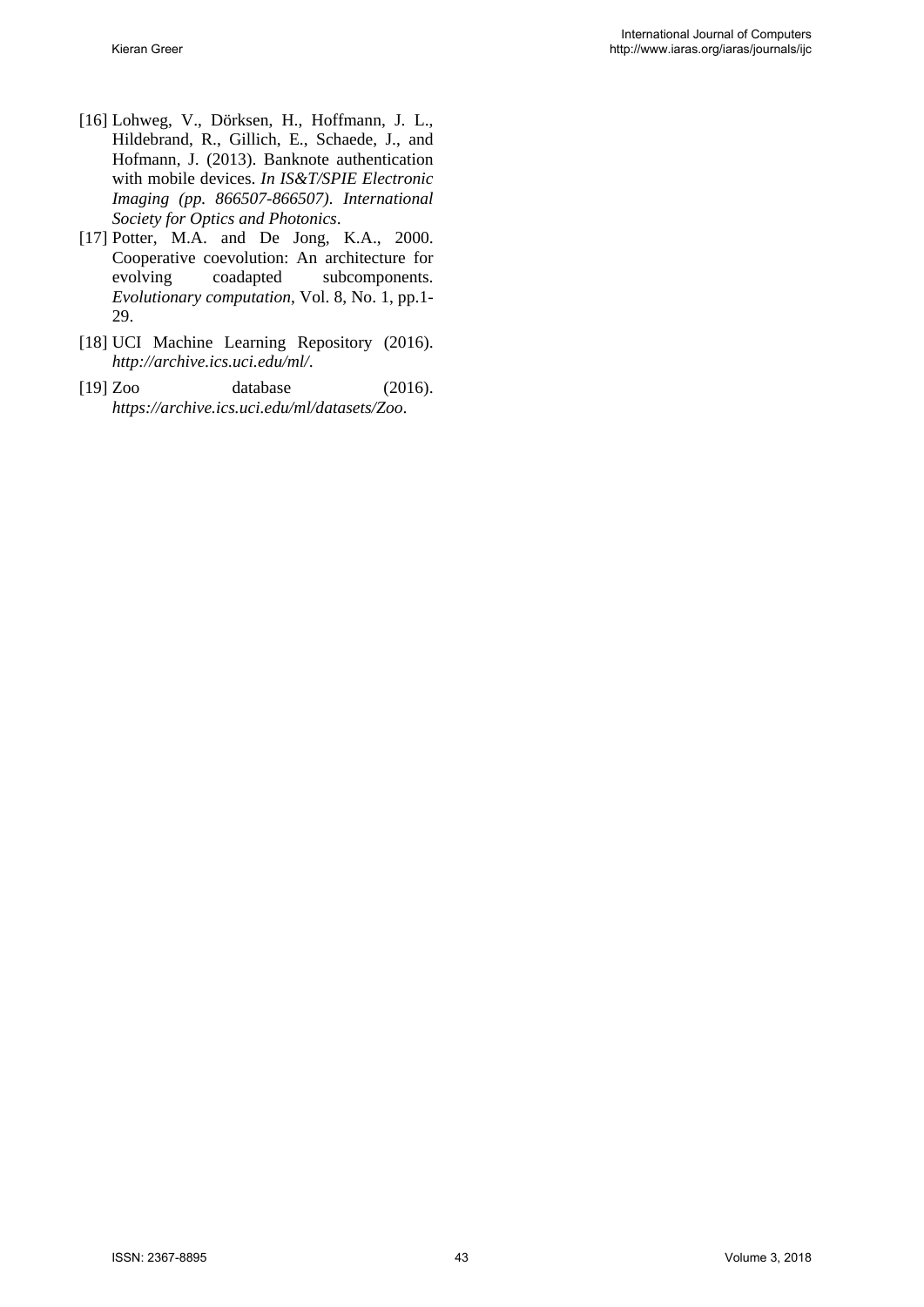[16] Lohweg, V., Dörksen, H., Hoffmann, J. L., Hildebrand, R., Gillich, E., Schaede, J., and Hofmann, J. (2013). Banknote authentication with mobile devices. *In IS&T/SPIE Electronic Imaging (pp. 866507-866507). International Society for Optics and Photonics*.

[17] Potter, M.A. and De Jong, K.A., 2000. Cooperative coevolution: An architecture for evolving coadapted subcomponents. *Evolutionary computation*, Vol. 8, No. 1, pp.1-29.

[18] UCI Machine Learning Repository (2016). *http://archive.ics.uci.edu/ml/*.

[19] Zoo database (2016). *https://archive.ics.uci.edu/ml/datasets/Zoo*.